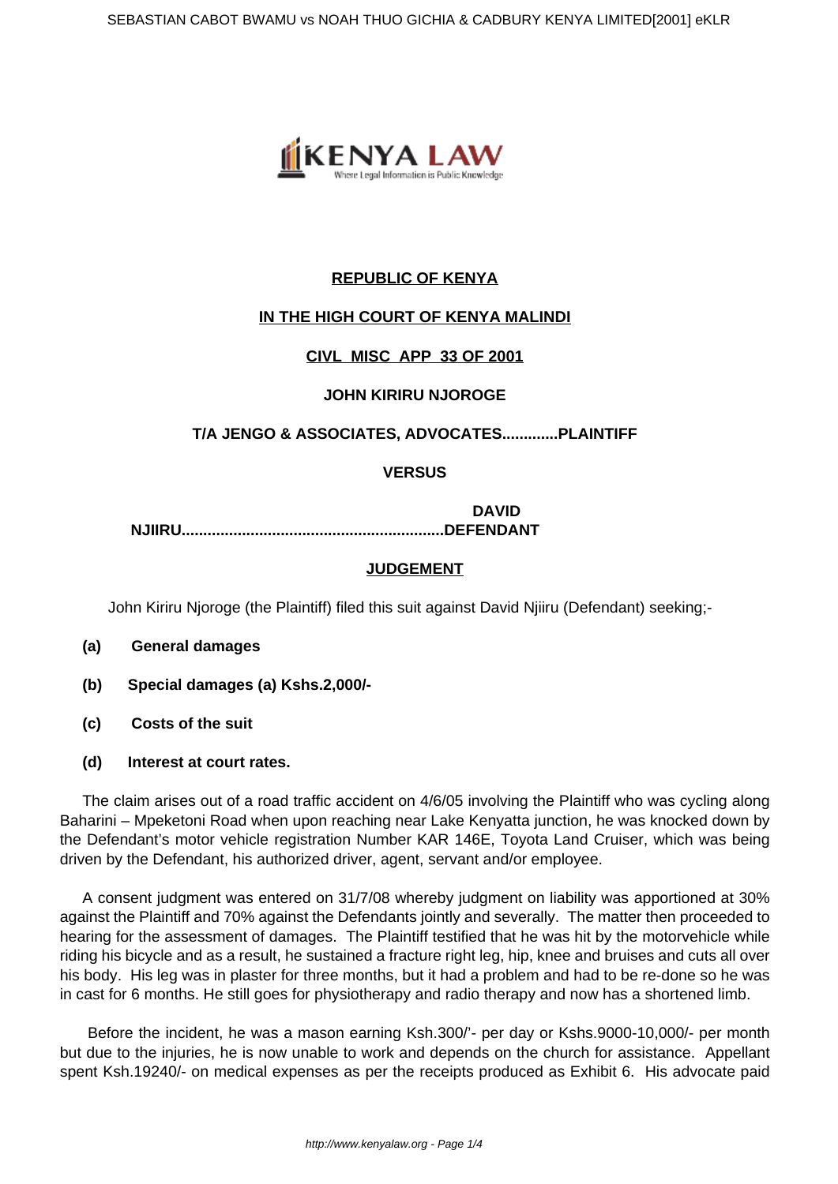**REPUBLIC OF KENYA**

**IN THE HIGH COURT OF KENYA MALINDI**

**CIVL MISC APP 33 OF 2001**

**JOHN KIRIRU NJOROGE**

**T/A JENGO & ASSOCIATES, ADVOCATES............PLAINTIFF**

**VERSUS**

**DAVID NJIIRU..........................................................DEFENDANT**

**JUDGEMENT**

John Kiriru Njoroge (the Plaintiff) filed this suit against David Njiiru (Defendant) seeking;-

- **(a) General damages**
- **(b) Special damages (a) Kshs.2,000/-**
- **(c) Costs of the suit**
- **(d) Interest at court rates.**

The claim arises out of a road traffic accident on 4/6/05 involving the Plaintiff who was cycling along Baharini – Mpeketoni Road when upon reaching near Lake Kenyatta junction, he was knocked down by the Defendant's motor vehicle registration Number KAR 146E, Toyota Land Cruiser, which was being driven by the Defendant, his authorized driver, agent, servant and/or employee.

A consent judgment was entered on 31/7/08 whereby judgment on liability was apportioned at 30% against the Plaintiff and 70% against the Defendants jointly and severally. The matter then proceeded to hearing for the assessment of damages. The Plaintiff testified that he was hit by the motorvehicle while riding his bicycle and as a result, he sustained a fracture right leg, hip, knee and bruises and cuts all over his body. His leg was in plaster for three months, but it had a problem and had to be re-done so he was in cast for 6 months. He still goes for physiotherapy and radio therapy and now has a shortened limb.

Before the incident, he was a mason earning Ksh.300/'- per day or Kshs.9000-10,000/- per month but due to the injuries, he is now unable to work and depends on the church for assistance. Appellant spent Ksh.19240/- on medical expenses as per the receipts produced as Exhibit 6. His advocate paid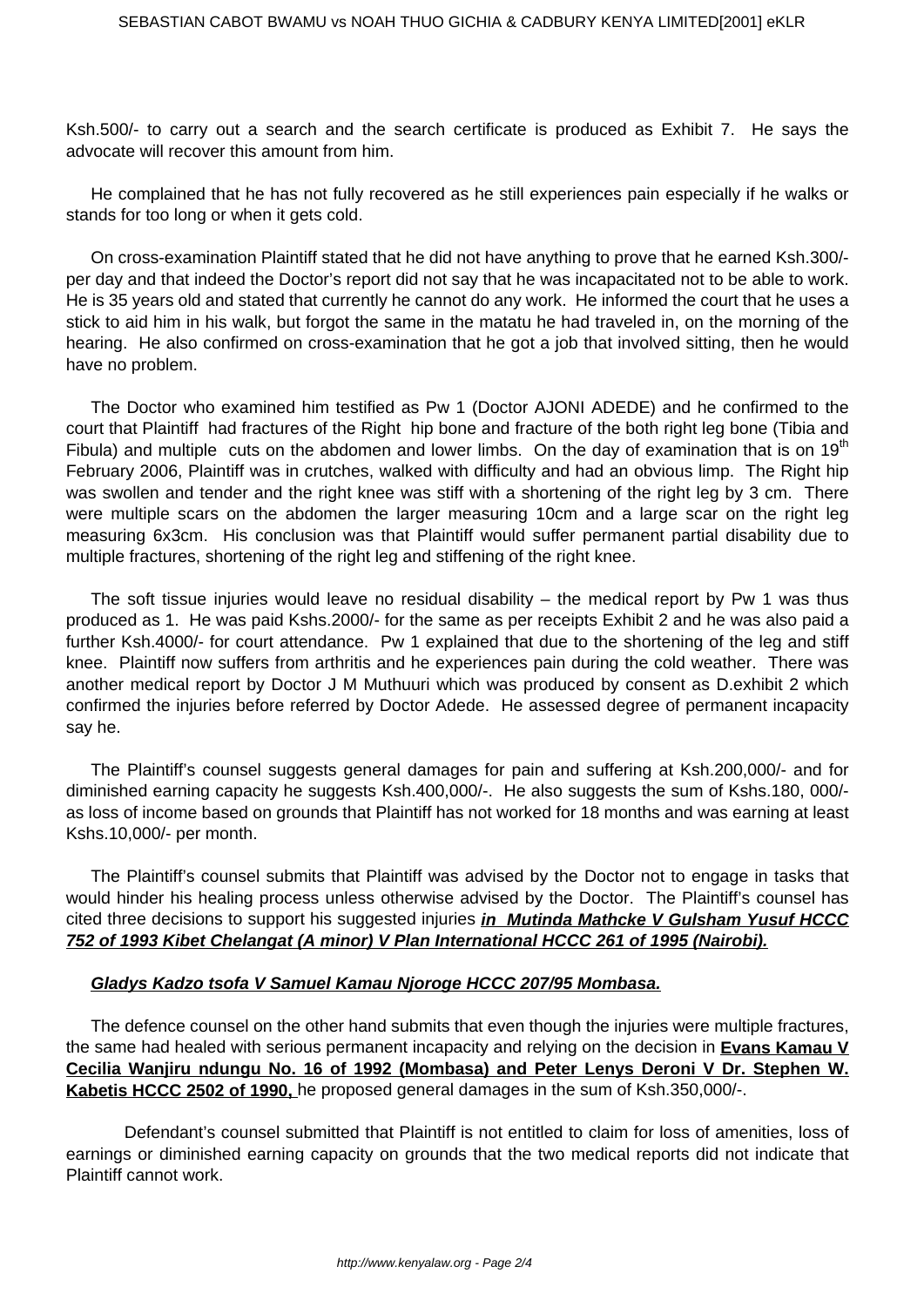Ksh.500/- to carry out a search and the search certificate is produced as Exhibit 7. He says the advocate will recover this amount from him.

He complained that he has not fully recovered as he still experiences pain especially if he walks or stands for too long or when it gets cold.

On cross-examination Plaintiff stated that he did not have anything to prove that he earned Ksh.300/- per day and that indeed the Doctor's report did not say that he was incapacitated not to be able to work. He is 35 years old and stated that currently he cannot do any work. He informed the court that he uses a stick to aid him in his walk, but forgot the same in the matatu he had traveled in, on the morning of the hearing. He also confirmed on cross-examination that he got a job that involved sitting, then he would have no problem.

The Doctor who examined him testified as Pw 1 (Doctor AJONI ADEDE) and he confirmed to the court that Plaintiff had fractures of the Right hip bone and fracture of the both right leg bone (Tibia and Fibula) and multiple cuts on the abdomen and lower limbs. On the day of examination that is on 19th February 2006, Plaintiff was in crutches, walked with difficulty and had an obvious limp. The Right hip was swollen and tender and the right knee was stiff with a shortening of the right leg by 3 cm. There were multiple scars on the abdomen the larger measuring 10cm and a large scar on the right leg measuring 6x3cm. His conclusion was that Plaintiff would suffer permanent partial disability due to multiple fractures, shortening of the right leg and stiffening of the right knee.

The soft tissue injuries would leave no residual disability – the medical report by Pw 1 was thus produced as 1. He was paid Kshs.2000/- for the same as per receipts Exhibit 2 and he was also paid a further Ksh.4000/- for court attendance. Pw 1 explained that due to the shortening of the leg and stiff knee. Plaintiff now suffers from arthritis and he experiences pain during the cold weather. There was another medical report by Doctor J M Muthuuri which was produced by consent as D.exhibit 2 which confirmed the injuries before referred by Doctor Adede. He assessed degree of permanent incapacity say he.

The Plaintiff's counsel suggests general damages for pain and suffering at Ksh.200,000/- and for diminished earning capacity he suggests Ksh.400,000/-. He also suggests the sum of Kshs.180, 000/- as loss of income based on grounds that Plaintiff has not worked for 18 months and was earning at least Kshs.10,000/- per month.

The Plaintiff's counsel submits that Plaintiff was advised by the Doctor not to engage in tasks that would hinder his healing process unless otherwise advised by the Doctor. The Plaintiff's counsel has cited three decisions to support his suggested injuries ***in Mutinda Mathcke V Gulsham Yusuf HCCC 752 of 1993 Kibet Chelangat (A minor) V Plan International HCCC 261 of 1995 (Nairobi).***

***Gladys Kadzo tsofa V Samuel Kamau Njoroge HCCC 207/95 Mombasa.***

The defence counsel on the other hand submits that even though the injuries were multiple fractures, the same had healed with serious permanent incapacity and relying on the decision in **Evans Kamau V Cecilia Wanjiru ndungu No. 16 of 1992 (Mombasa) and Peter Lenys Deroni V Dr. Stephen W. Kabetis HCCC 2502 of 1990,** he proposed general damages in the sum of Ksh.350,000/-.

Defendant's counsel submitted that Plaintiff is not entitled to claim for loss of amenities, loss of earnings or diminished earning capacity on grounds that the two medical reports did not indicate that Plaintiff cannot work.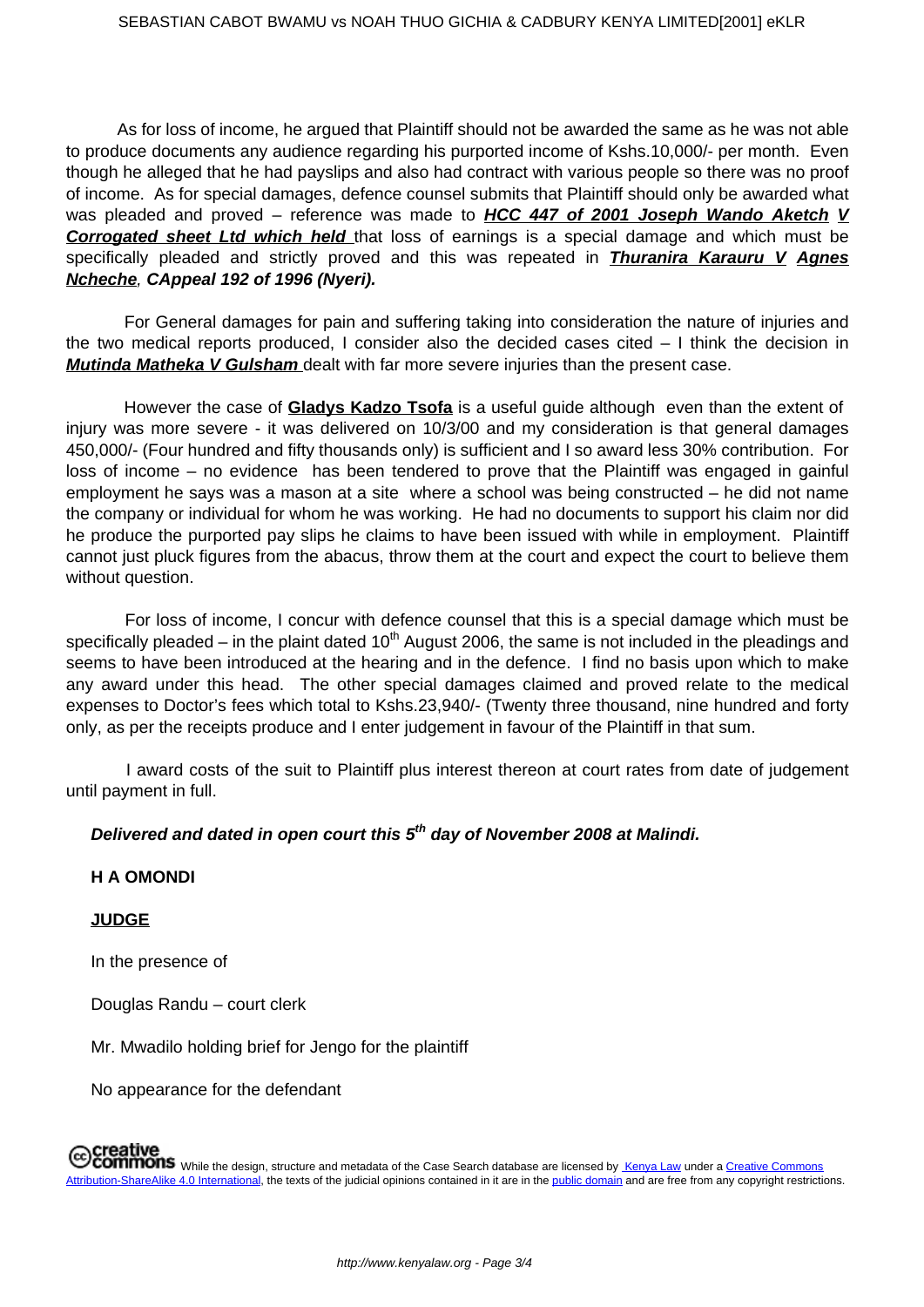As for loss of income, he argued that Plaintiff should not be awarded the same as he was not able to produce documents any audience regarding his purported income of Kshs.10,000/- per month. Even though he alleged that he had payslips and also had contract with various people so there was no proof of income. As for special damages, defence counsel submits that Plaintiff should only be awarded what was pleaded and proved – reference was made to ***HCC 447 of 2001 Joseph Wando Aketch V Corrogated sheet Ltd which held*** that loss of earnings is a special damage and which must be specifically pleaded and strictly proved and this was repeated in ***Thuranira Karauru V Agnes Ncheche**, **CAppeal 192 of 1996 (Nyeri).***

For General damages for pain and suffering taking into consideration the nature of injuries and the two medical reports produced, I consider also the decided cases cited – I think the decision in ***Mutinda Matheka V Gulsham*** dealt with far more severe injuries than the present case.

However the case of **Gladys Kadzo Tsofa** is a useful guide although even than the extent of injury was more severe - it was delivered on 10/3/00 and my consideration is that general damages 450,000/- (Four hundred and fifty thousands only) is sufficient and I so award less 30% contribution. For loss of income – no evidence has been tendered to prove that the Plaintiff was engaged in gainful employment he says was a mason at a site where a school was being constructed – he did not name the company or individual for whom he was working. He had no documents to support his claim nor did he produce the purported pay slips he claims to have been issued with while in employment. Plaintiff cannot just pluck figures from the abacus, throw them at the court and expect the court to believe them without question.

For loss of income, I concur with defence counsel that this is a special damage which must be specifically pleaded – in the plaint dated 10th August 2006, the same is not included in the pleadings and seems to have been introduced at the hearing and in the defence. I find no basis upon which to make any award under this head. The other special damages claimed and proved relate to the medical expenses to Doctor's fees which total to Kshs.23,940/- (Twenty three thousand, nine hundred and forty only, as per the receipts produce and I enter judgement in favour of the Plaintiff in that sum.

I award costs of the suit to Plaintiff plus interest thereon at court rates from date of judgement until payment in full.

***Delivered and dated in open court this 5th day of November 2008 at Malindi.***

**H A OMONDI**

**JUDGE**

In the presence of

Douglas Randu – court clerk

Mr. Mwadilo holding brief for Jengo for the plaintiff

No appearance for the defendant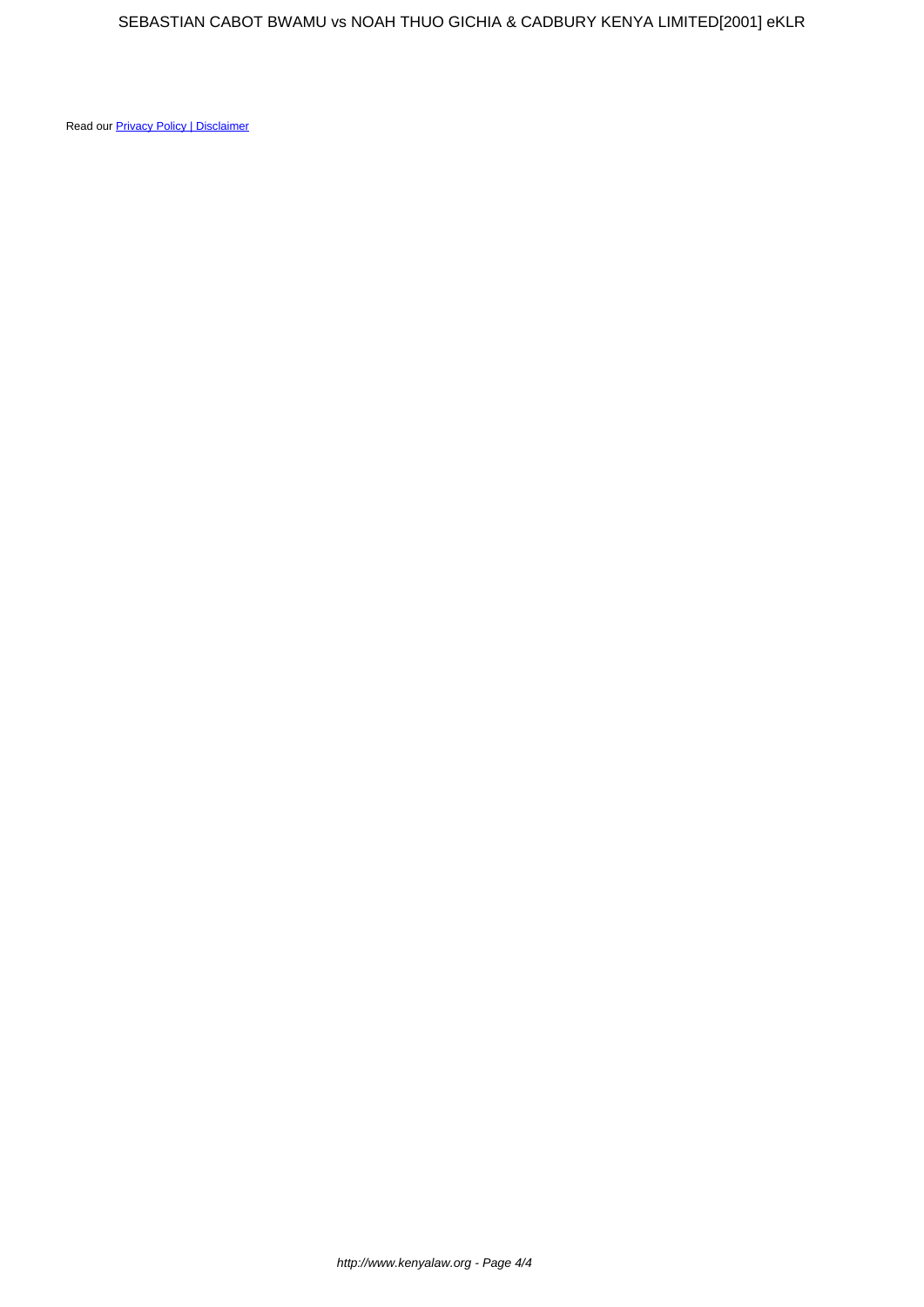Read our [Privacy Policy | Disclaimer](Privacy Policy | Disclaimer)